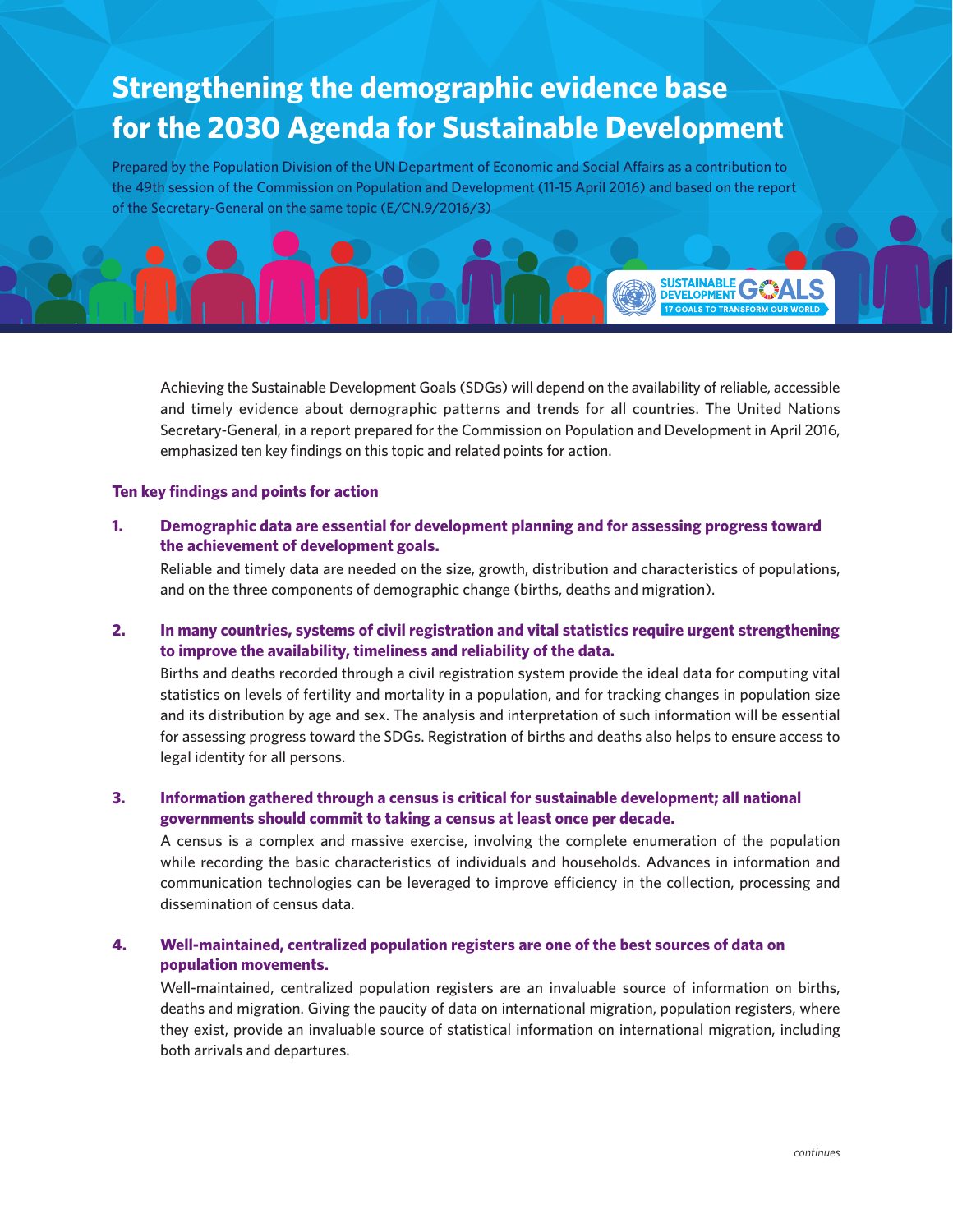# Strengthening the demographic evidence base for the 2030 Agenda for Sustainable Development

Prepared by the Population Division of the UN Department of Economic and Social Affairs as a contribution to the 49th session of the Commission on Population and Development (11-15 April 2016) and based on the report of the Secretary-General on the same topic (E/CN.9/2016/3)

Achieving the Sustainable Development Goals (SDGs) will depend on the availability of reliable, accessible and timely evidence about demographic patterns and trends for all countries. The United Nations Secretary-General, in a report prepared for the Commission on Population and Development in April 2016, emphasized ten key findings on this topic and related points for action.

## Ten key findings and points for action

**1. Demographic data are essential for development planning and for assessing progress toward the achievement of development goals.**

Reliable and timely data are needed on the size, growth, distribution and characteristics of populations, and on the three components of demographic change (births, deaths and migration).

**2. In many countries, systems of civil registration and vital statistics require urgent strengthening to improve the availability, timeliness and reliability of the data.**

Births and deaths recorded through a civil registration system provide the ideal data for computing vital statistics on levels of fertility and mortality in a population, and for tracking changes in population size and its distribution by age and sex. The analysis and interpretation of such information will be essential for assessing progress toward the SDGs. Registration of births and deaths also helps to ensure access to legal identity for all persons.

**3. Information gathered through a census is critical for sustainable development; all national governments should commit to taking a census at least once per decade.**

A census is a complex and massive exercise, involving the complete enumeration of the population while recording the basic characteristics of individuals and households. Advances in information and communication technologies can be leveraged to improve efficiency in the collection, processing and dissemination of census data.

**4. Well-maintained, centralized population registers are one of the best sources of data on population movements.**

Well-maintained, centralized population registers are an invaluable source of information on births, deaths and migration. Giving the paucity of data on international migration, population registers, where they exist, provide an invaluable source of statistical information on international migration, including both arrivals and departures.

*continues*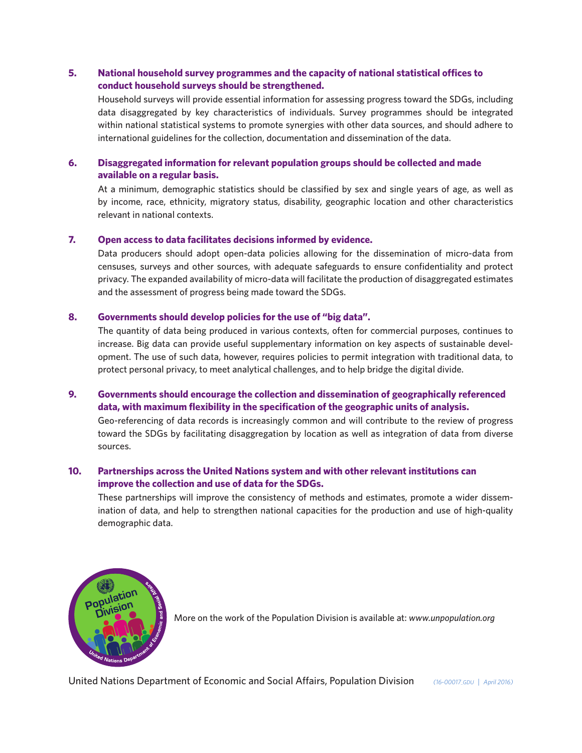5. **National household survey programmes and the capacity of national statistical offices to conduct household surveys should be strengthened.**

   Household surveys will provide essential information for assessing progress toward the SDGs, including data disaggregated by key characteristics of individuals. Survey programmes should be integrated within national statistical systems to promote synergies with other data sources, and should adhere to international guidelines for the collection, documentation and dissemination of the data.

6. **Disaggregated information for relevant population groups should be collected and made available on a regular basis.**

   At a minimum, demographic statistics should be classified by sex and single years of age, as well as by income, race, ethnicity, migratory status, disability, geographic location and other characteristics relevant in national contexts.

7. **Open access to data facilitates decisions informed by evidence.**

   Data producers should adopt open-data policies allowing for the dissemination of micro-data from censuses, surveys and other sources, with adequate safeguards to ensure confidentiality and protect privacy. The expanded availability of micro-data will facilitate the production of disaggregated estimates and the assessment of progress being made toward the SDGs.

8. **Governments should develop policies for the use of "big data".**

   The quantity of data being produced in various contexts, often for commercial purposes, continues to increase. Big data can provide useful supplementary information on key aspects of sustainable development. The use of such data, however, requires policies to permit integration with traditional data, to protect personal privacy, to meet analytical challenges, and to help bridge the digital divide.

9. **Governments should encourage the collection and dissemination of geographically referenced data, with maximum flexibility in the specification of the geographic units of analysis.**

   Geo-referencing of data records is increasingly common and will contribute to the review of progress toward the SDGs by facilitating disaggregation by location as well as integration of data from diverse sources.

10. **Partnerships across the United Nations system and with other relevant institutions can improve the collection and use of data for the SDGs.**

    These partnerships will improve the consistency of methods and estimates, promote a wider dissemination of data, and help to strengthen national capacities for the production and use of high-quality demographic data.

More on the work of the Population Division is available at: *www.unpopulation.org*

United Nations Department of Economic and Social Affairs, Population Division *(16-00017_GDU | April 2016)*